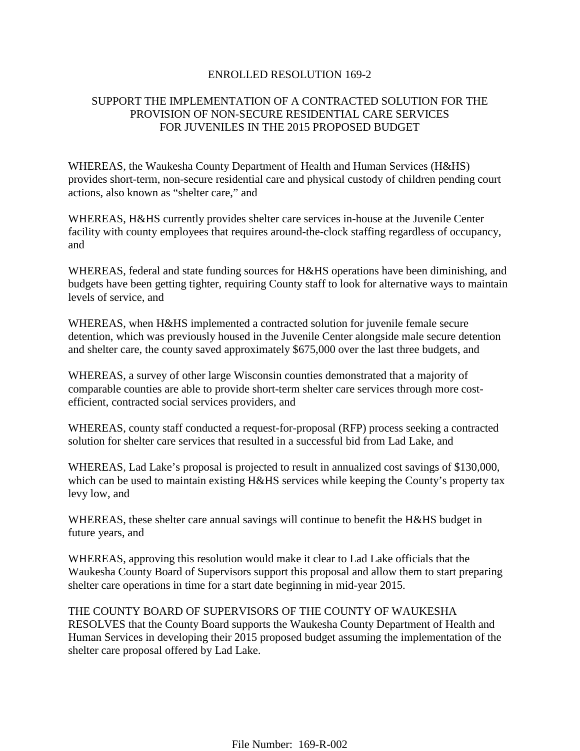# ENROLLED RESOLUTION 169-2

## SUPPORT THE IMPLEMENTATION OF A CONTRACTED SOLUTION FOR THE PROVISION OF NON-SECURE RESIDENTIAL CARE SERVICES FOR JUVENILES IN THE 2015 PROPOSED BUDGET

WHEREAS, the Waukesha County Department of Health and Human Services (H&HS) provides short-term, non-secure residential care and physical custody of children pending court actions, also known as "shelter care," and

WHEREAS, H&HS currently provides shelter care services in-house at the Juvenile Center facility with county employees that requires around-the-clock staffing regardless of occupancy, and

WHEREAS, federal and state funding sources for H&HS operations have been diminishing, and budgets have been getting tighter, requiring County staff to look for alternative ways to maintain levels of service, and

WHEREAS, when H&HS implemented a contracted solution for juvenile female secure detention, which was previously housed in the Juvenile Center alongside male secure detention and shelter care, the county saved approximately $675,000 over the last three budgets, and

WHEREAS, a survey of other large Wisconsin counties demonstrated that a majority of comparable counties are able to provide short-term shelter care services through more cost-efficient, contracted social services providers, and

WHEREAS, county staff conducted a request-for-proposal (RFP) process seeking a contracted solution for shelter care services that resulted in a successful bid from Lad Lake, and

WHEREAS, Lad Lake's proposal is projected to result in annualized cost savings of $130,000, which can be used to maintain existing H&HS services while keeping the County's property tax levy low, and

WHEREAS, these shelter care annual savings will continue to benefit the H&HS budget in future years, and

WHEREAS, approving this resolution would make it clear to Lad Lake officials that the Waukesha County Board of Supervisors support this proposal and allow them to start preparing shelter care operations in time for a start date beginning in mid-year 2015.

THE COUNTY BOARD OF SUPERVISORS OF THE COUNTY OF WAUKESHA RESOLVES that the County Board supports the Waukesha County Department of Health and Human Services in developing their 2015 proposed budget assuming the implementation of the shelter care proposal offered by Lad Lake.

File Number: 169-R-002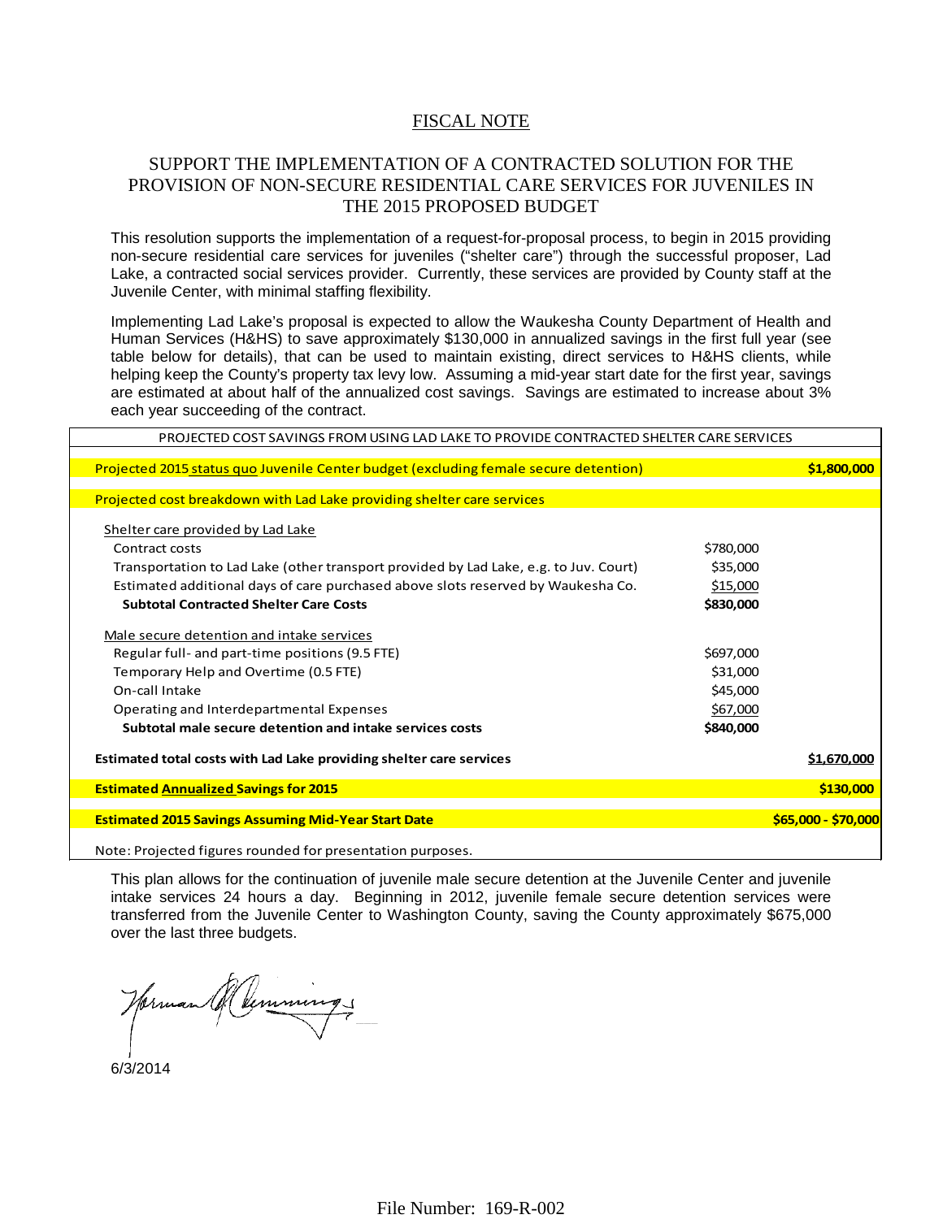# FISCAL NOTE

## SUPPORT THE IMPLEMENTATION OF A CONTRACTED SOLUTION FOR THE PROVISION OF NON-SECURE RESIDENTIAL CARE SERVICES FOR JUVENILES IN THE 2015 PROPOSED BUDGET

This resolution supports the implementation of a request-for-proposal process, to begin in 2015 providing non-secure residential care services for juveniles ("shelter care") through the successful proposer, Lad Lake, a contracted social services provider. Currently, these services are provided by County staff at the Juvenile Center, with minimal staffing flexibility.

Implementing Lad Lake's proposal is expected to allow the Waukesha County Department of Health and Human Services (H&HS) to save approximately $130,000 in annualized savings in the first full year (see table below for details), that can be used to maintain existing, direct services to H&HS clients, while helping keep the County's property tax levy low. Assuming a mid-year start date for the first year, savings are estimated at about half of the annualized cost savings. Savings are estimated to increase about 3% each year succeeding of the contract.

| PROJECTED COST SAVINGS FROM USING LAD LAKE TO PROVIDE CONTRACTED SHELTER CARE SERVICES | | |
|---|---|---|
| Projected 2015 status quo Juvenile Center budget (excluding female secure detention) | | **$1,800,000** |
| Projected cost breakdown with Lad Lake providing shelter care services | | |
| Shelter care provided by Lad Lake | | |
| Contract costs | $780,000 | |
| Transportation to Lad Lake (other transport provided by Lad Lake, e.g. to Juv. Court) | $35,000 | |
| Estimated additional days of care purchased above slots reserved by Waukesha Co. | $15,000 | |
| **Subtotal Contracted Shelter Care Costs** | **$830,000** | |
| Male secure detention and intake services | | |
| Regular full- and part-time positions (9.5 FTE) | $697,000 | |
| Temporary Help and Overtime (0.5 FTE) | $31,000 | |
| On-call Intake | $45,000 | |
| Operating and Interdepartmental Expenses | $67,000 | |
| **Subtotal male secure detention and intake services costs** | **$840,000** | |
| **Estimated total costs with Lad Lake providing shelter care services** | | **$1,670,000** |
| **Estimated Annualized Savings for 2015** | | **$130,000** |
| **Estimated 2015 Savings Assuming Mid-Year Start Date** | | **$65,000 - $70,000** |
| Note: Projected figures rounded for presentation purposes. | | |

This plan allows for the continuation of juvenile male secure detention at the Juvenile Center and juvenile intake services 24 hours a day. Beginning in 2012, juvenile female secure detention services were transferred from the Juvenile Center to Washington County, saving the County approximately $675,000 over the last three budgets.

Norman A. Cummings

6/3/2014

File Number: 169-R-002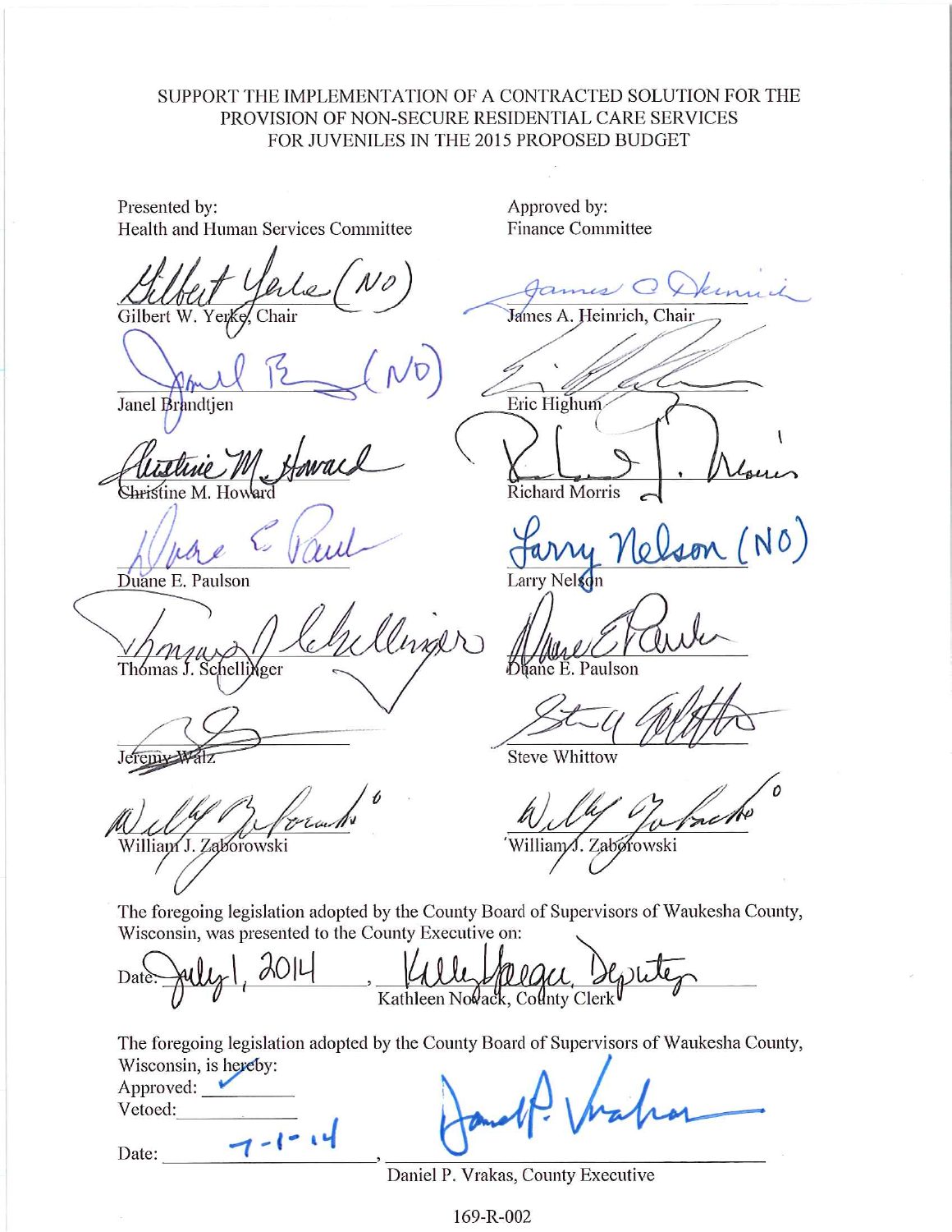SUPPORT THE IMPLEMENTATION OF A CONTRACTED SOLUTION FOR THE PROVISION OF NON-SECURE RESIDENTIAL CARE SERVICES FOR JUVENILES IN THE 2015 PROPOSED BUDGET

| Presented by: Health and Human Services Committee | Approved by: Finance Committee |
|---|---|
| Gilbert W. Yerke, Chair (NO) | James A. Heinrich, Chair |
| Janel Brandtjen (NO) | Eric Highum |
| Christine M. Howard | Richard Morris |
| Duane E. Paulson | Larry Nelson (NO) |
| Thomas J. Schellinger | Duane E. Paulson |
| Jeremy Walz | Steve Whittow |
| William J. Zaborowski | William J. Zaborowski |

The foregoing legislation adopted by the County Board of Supervisors of Waukesha County, Wisconsin, was presented to the County Executive on:

Date: July 1, 2014, Kelly Yeager, Deputy
Kathleen Novack, County Clerk

The foregoing legislation adopted by the County Board of Supervisors of Waukesha County, Wisconsin, is hereby:

Approved: ✓
Vetoed: \_\_\_\_\_\_\_\_

Date: 7-1-14, Daniel P. Vrakas
Daniel P. Vrakas, County Executive

169-R-002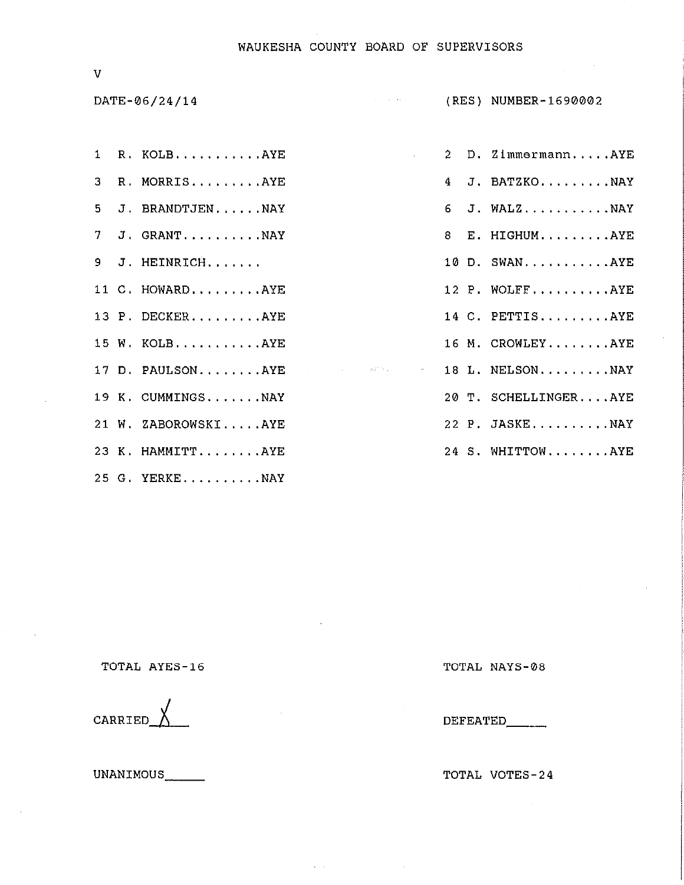# WAUKESHA COUNTY BOARD OF SUPERVISORS

V

DATE-06/24/14 (RES) NUMBER-1690002

| | |
|---|---|
| 1 R. KOLB...........AYE | 2 D. Zimmermann.....AYE |
| 3 R. MORRIS.........AYE | 4 J. BATZKO.........NAY |
| 5 J. BRANDTJEN......NAY | 6 J. WALZ...........NAY |
| 7 J. GRANT..........NAY | 8 E. HIGHUM.........AYE |
| 9 J. HEINRICH....... | 10 D. SWAN...........AYE |
| 11 C. HOWARD.........AYE | 12 P. WOLFF..........AYE |
| 13 P. DECKER.........AYE | 14 C. PETTIS.........AYE |
| 15 W. KOLB...........AYE | 16 M. CROWLEY........AYE |
| 17 D. PAULSON........AYE | 18 L. NELSON.........NAY |
| 19 K. CUMMINGS.......NAY | 20 T. SCHELLINGER....AYE |
| 21 W. ZABOROWSKI.....AYE | 22 P. JASKE..........NAY |
| 23 K. HAMMITT........AYE | 24 S. WHITTOW........AYE |
| 25 G. YERKE..........NAY | |

TOTAL AYES-16 TOTAL NAYS-08

CARRIED X DEFEATED_____

UNANIMOUS_____ TOTAL VOTES-24